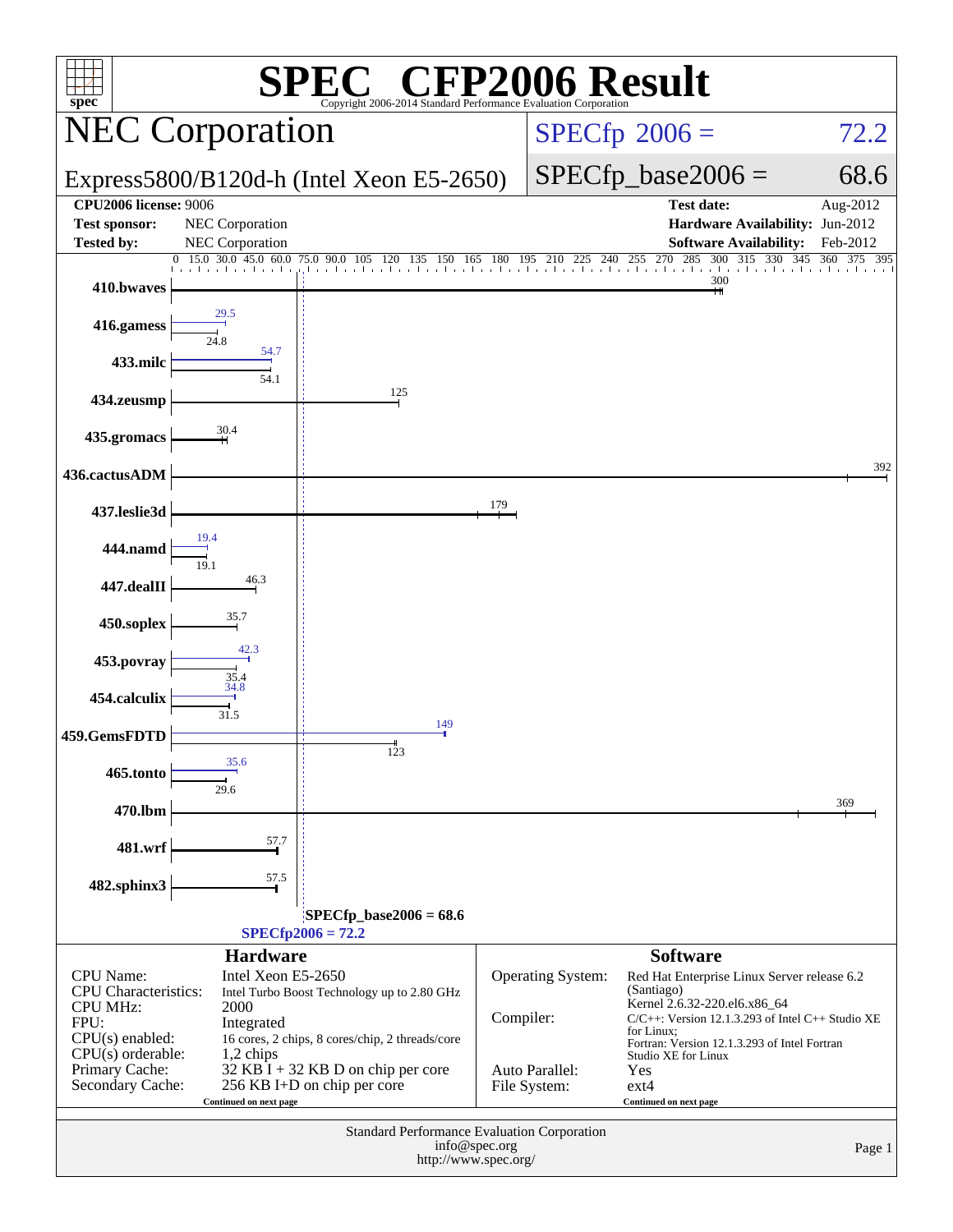# SPEC CFP2006 Result

Copyright 2006-2014 Standard Performance Evaluation Corporation

## NEC Corporation

Express5800/B120d-h (Intel Xeon E5-2650)

SPECfp 2006 = 72.2

SPECfp_base2006 = 68.6

| | | | |
|---|---|---|---|
| **CPU2006 license:** 9006 | | **Test date:** | Aug-2012 |
| **Test sponsor:** | NEC Corporation | **Hardware Availability:** | Jun-2012 |
| **Tested by:** | NEC Corporation | **Software Availability:** | Feb-2012 |

| Benchmark | Peak | Base |
|---|---|---|
| 410.bwaves | 300 | 300 |
| 416.gamess | 29.5 | 24.8 |
| 433.milc | 54.7 | 54.1 |
| 434.zeusmp | 125 | 125 |
| 435.gromacs | 30.4 | 30.4 |
| 436.cactusADM | 392 | 392 |
| 437.leslie3d | 179 | 179 |
| 444.namd | 19.4 | 19.1 |
| 447.dealII | 46.3 | 46.3 |
| 450.soplex | 35.7 | 35.7 |
| 453.povray | 42.3 | 35.4 |
| 454.calculix | 34.8 | 31.5 |
| 459.GemsFDTD | 149 | 123 |
| 465.tonto | 35.6 | 29.6 |
| 470.lbm | 369 | 369 |
| 481.wrf | 57.7 | 57.7 |
| 482.sphinx3 | 57.5 | 57.5 |

SPECfp_base2006 = 68.6

SPECfp2006 = 72.2

### Hardware

| | |
|---|---|
| CPU Name: | Intel Xeon E5-2650 |
| CPU Characteristics: | Intel Turbo Boost Technology up to 2.80 GHz |
| CPU MHz: | 2000 |
| FPU: | Integrated |
| CPU(s) enabled: | 16 cores, 2 chips, 8 cores/chip, 2 threads/core |
| CPU(s) orderable: | 1,2 chips |
| Primary Cache: | 32 KB I + 32 KB D on chip per core |
| Secondary Cache: | 256 KB I+D on chip per core |

Continued on next page

### Software

| | |
|---|---|
| Operating System: | Red Hat Enterprise Linux Server release 6.2 (Santiago) Kernel 2.6.32-220.el6.x86_64 |
| Compiler: | C/C++: Version 12.1.3.293 of Intel C++ Studio XE for Linux; Fortran: Version 12.1.3.293 of Intel Fortran Studio XE for Linux |
| Auto Parallel: | Yes |
| File System: | ext4 |

Continued on next page

Standard Performance Evaluation Corporation
info@spec.org
http://www.spec.org/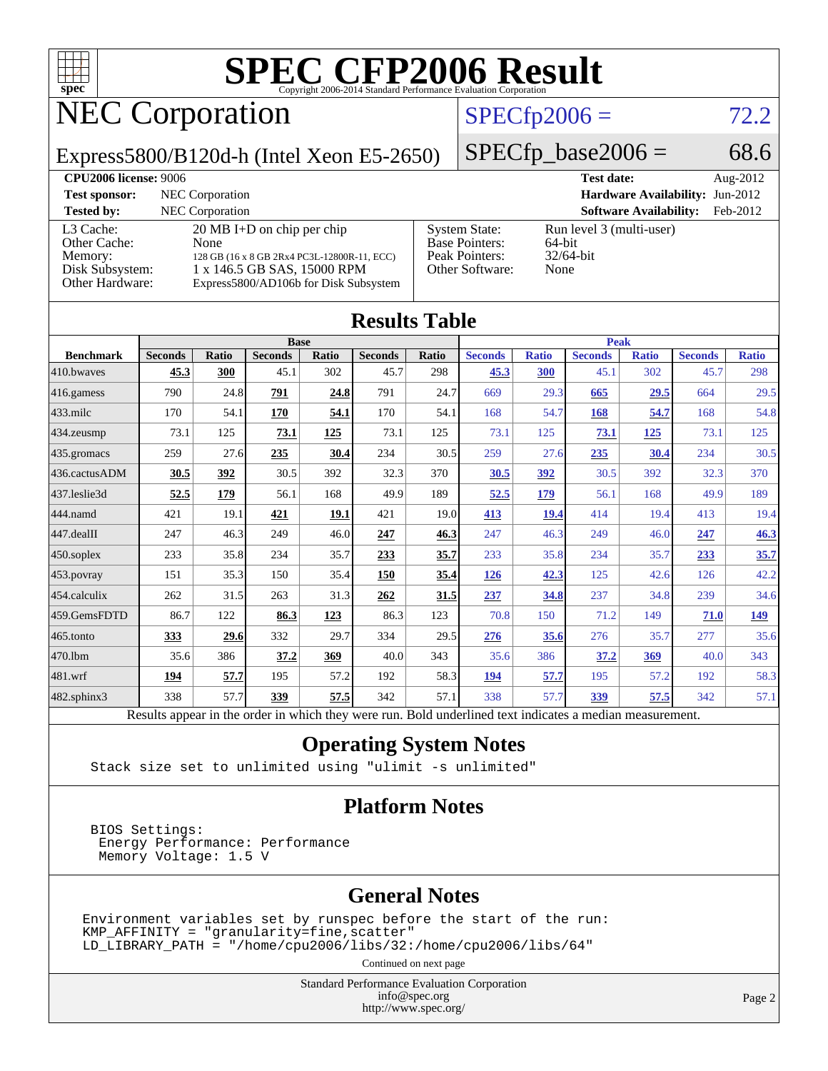# SPEC CFP2006 Result

Copyright 2006-2014 Standard Performance Evaluation Corporation

## NEC Corporation

Express5800/B120d-h (Intel Xeon E5-2650)

SPECfp2006 = 72.2

SPECfp_base2006 = 68.6

**CPU2006 license:** 9006 | **Test date:** Aug-2012

**Test sponsor:** NEC Corporation | **Hardware Availability:** Jun-2012

**Tested by:** NEC Corporation | **Software Availability:** Feb-2012

| | | | |
|---|---|---|---|
| L3 Cache: | 20 MB I+D on chip per chip | System State: | Run level 3 (multi-user) |
| Other Cache: | None | Base Pointers: | 64-bit |
| Memory: | 128 GB (16 x 8 GB 2Rx4 PC3L-12800R-11, ECC) | Peak Pointers: | 32/64-bit |
| Disk Subsystem: | 1 x 146.5 GB SAS, 15000 RPM | Other Software: | None |
| Other Hardware: | Express5800/AD106b for Disk Subsystem | | |

## Results Table

| Benchmark | Base | | | | | | Peak | | | | | |
|---|---|---|---|---|---|---|---|---|---|---|---|---|
| | Seconds | Ratio | Seconds | Ratio | Seconds | Ratio | Seconds | Ratio | Seconds | Ratio | Seconds | Ratio |
| 410.bwaves | **45.3** | **300** | 45.1 | 302 | 45.7 | 298 | **45.3** | **300** | 45.1 | 302 | 45.7 | 298 |
| 416.gamess | 790 | 24.8 | **791** | **24.8** | 791 | 24.7 | 669 | 29.3 | **665** | **29.5** | 664 | 29.5 |
| 433.milc | 170 | 54.1 | **170** | **54.1** | 170 | 54.1 | 168 | 54.7 | **168** | **54.7** | 168 | 54.8 |
| 434.zeusmp | 73.1 | 125 | **73.1** | **125** | 73.1 | 125 | 73.1 | 125 | **73.1** | **125** | 73.1 | 125 |
| 435.gromacs | 259 | 27.6 | **235** | **30.4** | 234 | 30.5 | 259 | 27.6 | **235** | **30.4** | 234 | 30.5 |
| 436.cactusADM | **30.5** | **392** | 30.5 | 392 | 32.3 | 370 | **30.5** | **392** | 30.5 | 392 | 32.3 | 370 |
| 437.leslie3d | **52.5** | **179** | 56.1 | 168 | 49.9 | 189 | **52.5** | **179** | 56.1 | 168 | 49.9 | 189 |
| 444.namd | 421 | 19.1 | **421** | **19.1** | 421 | 19.0 | **413** | **19.4** | 414 | 19.4 | 413 | 19.4 |
| 447.dealII | 247 | 46.3 | 249 | 46.0 | **247** | **46.3** | 247 | 46.3 | 249 | 46.0 | **247** | **46.3** |
| 450.soplex | 233 | 35.8 | 234 | 35.7 | **233** | **35.7** | 233 | 35.8 | 234 | 35.7 | **233** | **35.7** |
| 453.povray | 151 | 35.3 | 150 | 35.4 | **150** | **35.4** | **126** | **42.3** | 125 | 42.6 | 126 | 42.2 |
| 454.calculix | 262 | 31.5 | 263 | 31.3 | **262** | **31.5** | **237** | **34.8** | 237 | 34.8 | 239 | 34.6 |
| 459.GemsFDTD | 86.7 | 122 | **86.3** | **123** | 86.3 | 123 | 70.8 | 150 | 71.2 | 149 | **71.0** | **149** |
| 465.tonto | **333** | **29.6** | 332 | 29.7 | 334 | 29.5 | **276** | **35.6** | 276 | 35.7 | 277 | 35.6 |
| 470.lbm | 35.6 | 386 | **37.2** | **369** | 40.0 | 343 | 35.6 | 386 | **37.2** | **369** | 40.0 | 343 |
| 481.wrf | **194** | **57.7** | 195 | 57.2 | 192 | 58.3 | **194** | **57.7** | 195 | 57.2 | 192 | 58.3 |
| 482.sphinx3 | 338 | 57.7 | **339** | **57.5** | 342 | 57.1 | 338 | 57.7 | **339** | **57.5** | 342 | 57.1 |

Results appear in the order in which they were run. Bold underlined text indicates a median measurement.

## Operating System Notes

```
Stack size set to unlimited using "ulimit -s unlimited"
```

## Platform Notes

```
BIOS Settings:
 Energy Performance: Performance
 Memory Voltage: 1.5 V
```

## General Notes

```
Environment variables set by runspec before the start of the run:
KMP_AFFINITY = "granularity=fine,scatter"
LD_LIBRARY_PATH = "/home/cpu2006/libs/32:/home/cpu2006/libs/64"
```

Continued on next page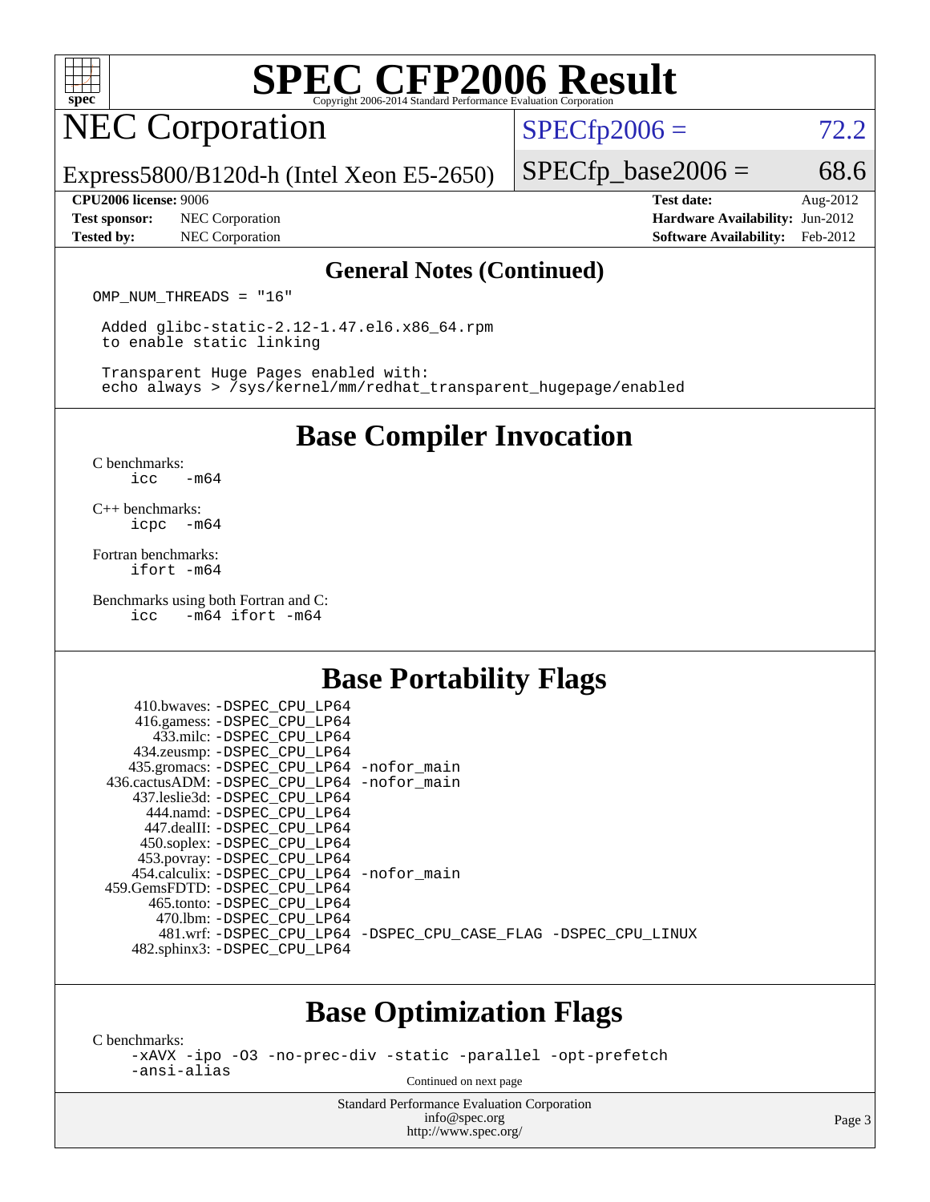# SPEC CFP2006 Result

Copyright 2006-2014 Standard Performance Evaluation Corporation

## NEC Corporation

Express5800/B120d-h (Intel Xeon E5-2650)

SPECfp2006 = 72.2

SPECfp_base2006 = 68.6

**CPU2006 license:** 9006
**Test sponsor:** NEC Corporation
**Tested by:** NEC Corporation

**Test date:** Aug-2012
**Hardware Availability:** Jun-2012
**Software Availability:** Feb-2012

### General Notes (Continued)

```
OMP_NUM_THREADS = "16"

 Added glibc-static-2.12-1.47.el6.x86_64.rpm
 to enable static linking

 Transparent Huge Pages enabled with:
 echo always > /sys/kernel/mm/redhat_transparent_hugepage/enabled
```

## Base Compiler Invocation

C benchmarks:
```
icc   -m64
```

C++ benchmarks:
```
icpc  -m64
```

Fortran benchmarks:
```
ifort -m64
```

Benchmarks using both Fortran and C:
```
icc   -m64 ifort -m64
```

## Base Portability Flags

```
     410.bwaves: -DSPEC_CPU_LP64
     416.gamess: -DSPEC_CPU_LP64
       433.milc: -DSPEC_CPU_LP64
     434.zeusmp: -DSPEC_CPU_LP64
    435.gromacs: -DSPEC_CPU_LP64 -nofor_main
 436.cactusADM: -DSPEC_CPU_LP64 -nofor_main
    437.leslie3d: -DSPEC_CPU_LP64
       444.namd: -DSPEC_CPU_LP64
     447.dealII: -DSPEC_CPU_LP64
     450.soplex: -DSPEC_CPU_LP64
     453.povray: -DSPEC_CPU_LP64
   454.calculix: -DSPEC_CPU_LP64 -nofor_main
  459.GemsFDTD: -DSPEC_CPU_LP64
      465.tonto: -DSPEC_CPU_LP64
        470.lbm: -DSPEC_CPU_LP64
        481.wrf: -DSPEC_CPU_LP64 -DSPEC_CPU_CASE_FLAG -DSPEC_CPU_LINUX
    482.sphinx3: -DSPEC_CPU_LP64
```

## Base Optimization Flags

C benchmarks:
```
-xAVX -ipo -O3 -no-prec-div -static -parallel -opt-prefetch
-ansi-alias
```

Continued on next page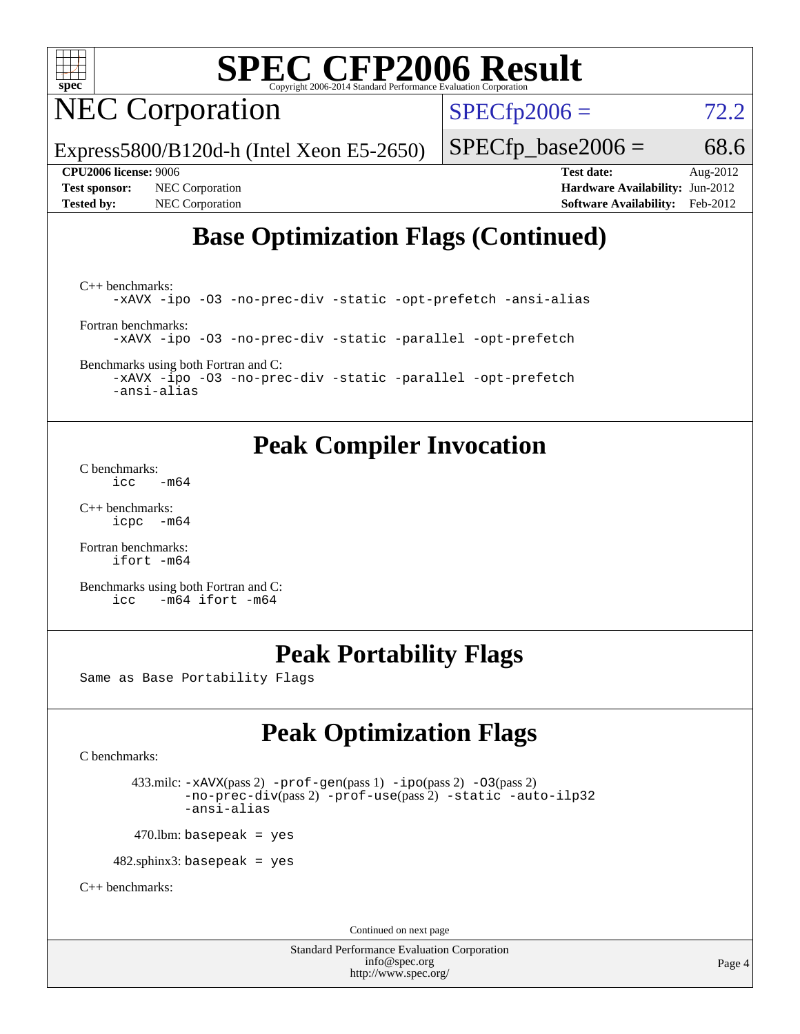## Base Optimization Flags (Continued)

C++ benchmarks:
```
-xAVX -ipo -O3 -no-prec-div -static -opt-prefetch -ansi-alias
```

Fortran benchmarks:
```
-xAVX -ipo -O3 -no-prec-div -static -parallel -opt-prefetch
```

Benchmarks using both Fortran and C:
```
-xAVX -ipo -O3 -no-prec-div -static -parallel -opt-prefetch
-ansi-alias
```

## Peak Compiler Invocation

C benchmarks:
```
icc   -m64
```

C++ benchmarks:
```
icpc  -m64
```

Fortran benchmarks:
```
ifort -m64
```

Benchmarks using both Fortran and C:
```
icc   -m64 ifort -m64
```

## Peak Portability Flags

Same as Base Portability Flags

## Peak Optimization Flags

C benchmarks:

433.milc: -xAVX(pass 2) -prof-gen(pass 1) -ipo(pass 2) -O3(pass 2) -no-prec-div(pass 2) -prof-use(pass 2) -static -auto-ilp32 -ansi-alias

470.lbm: basepeak = yes

482.sphinx3: basepeak = yes

C++ benchmarks:

Continued on next page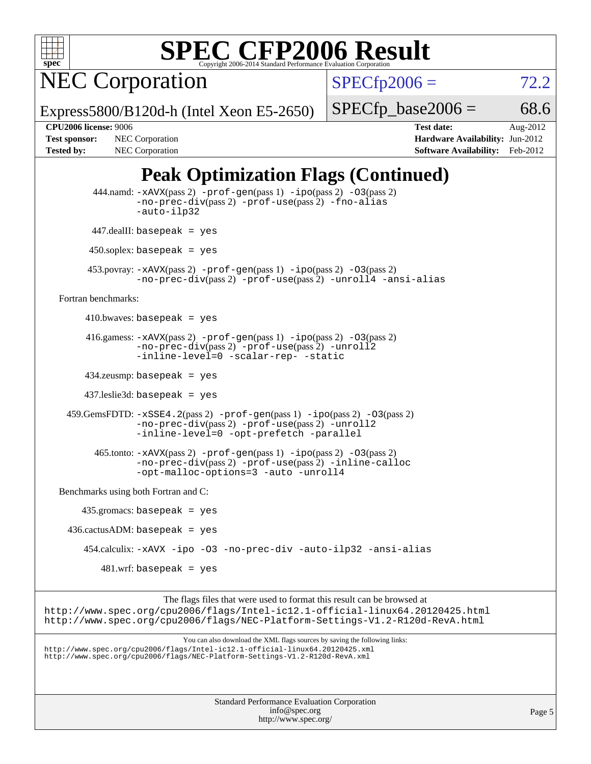# SPEC CFP2006 Result

Copyright 2006-2014 Standard Performance Evaluation Corporation

## NEC Corporation

Express5800/B120d-h (Intel Xeon E5-2650)

SPECfp2006 = 72.2

SPECfp_base2006 = 68.6

**CPU2006 license:** 9006 **Test date:** Aug-2012

**Test sponsor:** NEC Corporation **Hardware Availability:** Jun-2012

**Tested by:** NEC Corporation **Software Availability:** Feb-2012

## Peak Optimization Flags (Continued)

444.namd: -xAVX(pass 2) -prof-gen(pass 1) -ipo(pass 2) -O3(pass 2) -no-prec-div(pass 2) -prof-use(pass 2) -fno-alias -auto-ilp32

447.dealII: basepeak = yes

450.soplex: basepeak = yes

453.povray: -xAVX(pass 2) -prof-gen(pass 1) -ipo(pass 2) -O3(pass 2) -no-prec-div(pass 2) -prof-use(pass 2) -unroll4 -ansi-alias

Fortran benchmarks:

410.bwaves: basepeak = yes

416.gamess: -xAVX(pass 2) -prof-gen(pass 1) -ipo(pass 2) -O3(pass 2) -no-prec-div(pass 2) -prof-use(pass 2) -unroll2 -inline-level=0 -scalar-rep- -static

434.zeusmp: basepeak = yes

437.leslie3d: basepeak = yes

459.GemsFDTD: -xSSE4.2(pass 2) -prof-gen(pass 1) -ipo(pass 2) -O3(pass 2) -no-prec-div(pass 2) -prof-use(pass 2) -unroll2 -inline-level=0 -opt-prefetch -parallel

465.tonto: -xAVX(pass 2) -prof-gen(pass 1) -ipo(pass 2) -O3(pass 2) -no-prec-div(pass 2) -prof-use(pass 2) -inline-calloc -opt-malloc-options=3 -auto -unroll4

Benchmarks using both Fortran and C:

435.gromacs: basepeak = yes

436.cactusADM: basepeak = yes

454.calculix: -xAVX -ipo -O3 -no-prec-div -auto-ilp32 -ansi-alias

481.wrf: basepeak = yes

The flags files that were used to format this result can be browsed at
http://www.spec.org/cpu2006/flags/Intel-ic12.1-official-linux64.20120425.html
http://www.spec.org/cpu2006/flags/NEC-Platform-Settings-V1.2-R120d-RevA.html

You can also download the XML flags sources by saving the following links:
http://www.spec.org/cpu2006/flags/Intel-ic12.1-official-linux64.20120425.xml
http://www.spec.org/cpu2006/flags/NEC-Platform-Settings-V1.2-R120d-RevA.xml

Standard Performance Evaluation Corporation
info@spec.org
http://www.spec.org/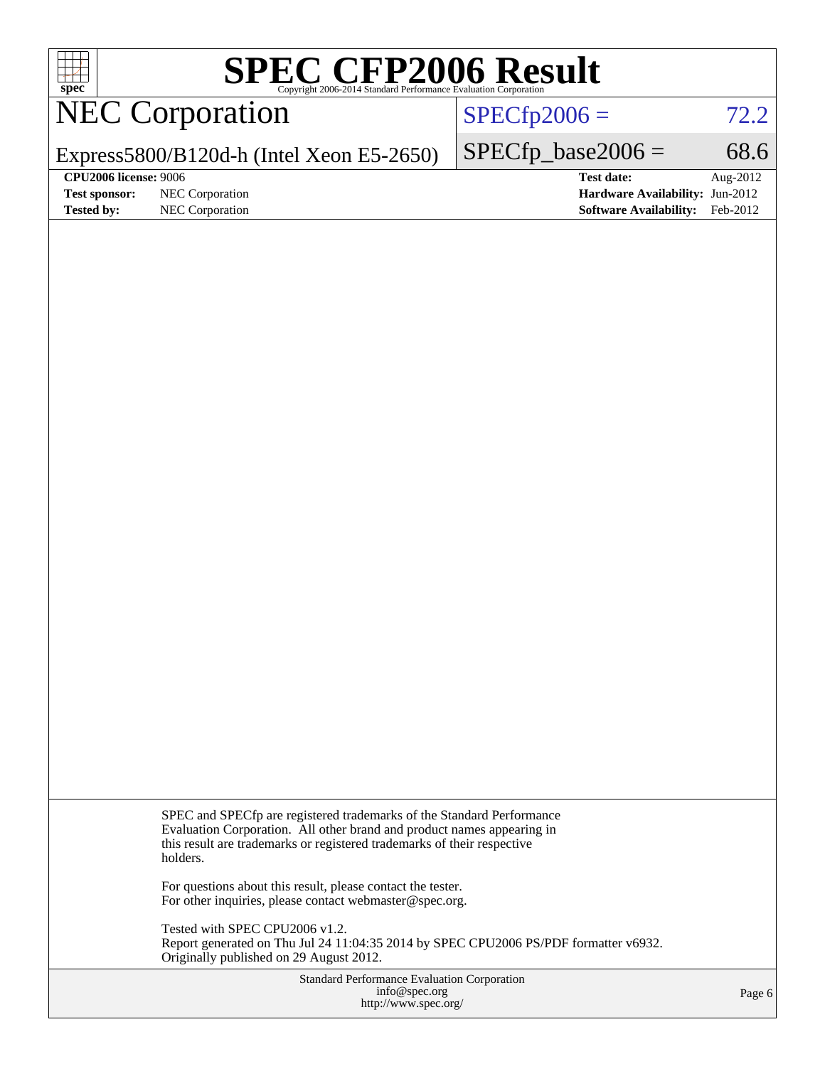# SPEC CFP2006 Result

Copyright 2006-2014 Standard Performance Evaluation Corporation

## NEC Corporation

Express5800/B120d-h (Intel Xeon E5-2650)

SPECfp2006 = 72.2

SPECfp_base2006 = 68.6

**CPU2006 license:** 9006
**Test sponsor:** NEC Corporation
**Tested by:** NEC Corporation

**Test date:** Aug-2012
**Hardware Availability:** Jun-2012
**Software Availability:** Feb-2012

SPEC and SPECfp are registered trademarks of the Standard Performance Evaluation Corporation. All other brand and product names appearing in this result are trademarks or registered trademarks of their respective holders.

For questions about this result, please contact the tester.
For other inquiries, please contact webmaster@spec.org.

Tested with SPEC CPU2006 v1.2.
Report generated on Thu Jul 24 11:04:35 2014 by SPEC CPU2006 PS/PDF formatter v6932.
Originally published on 29 August 2012.

Standard Performance Evaluation Corporation
info@spec.org
http://www.spec.org/